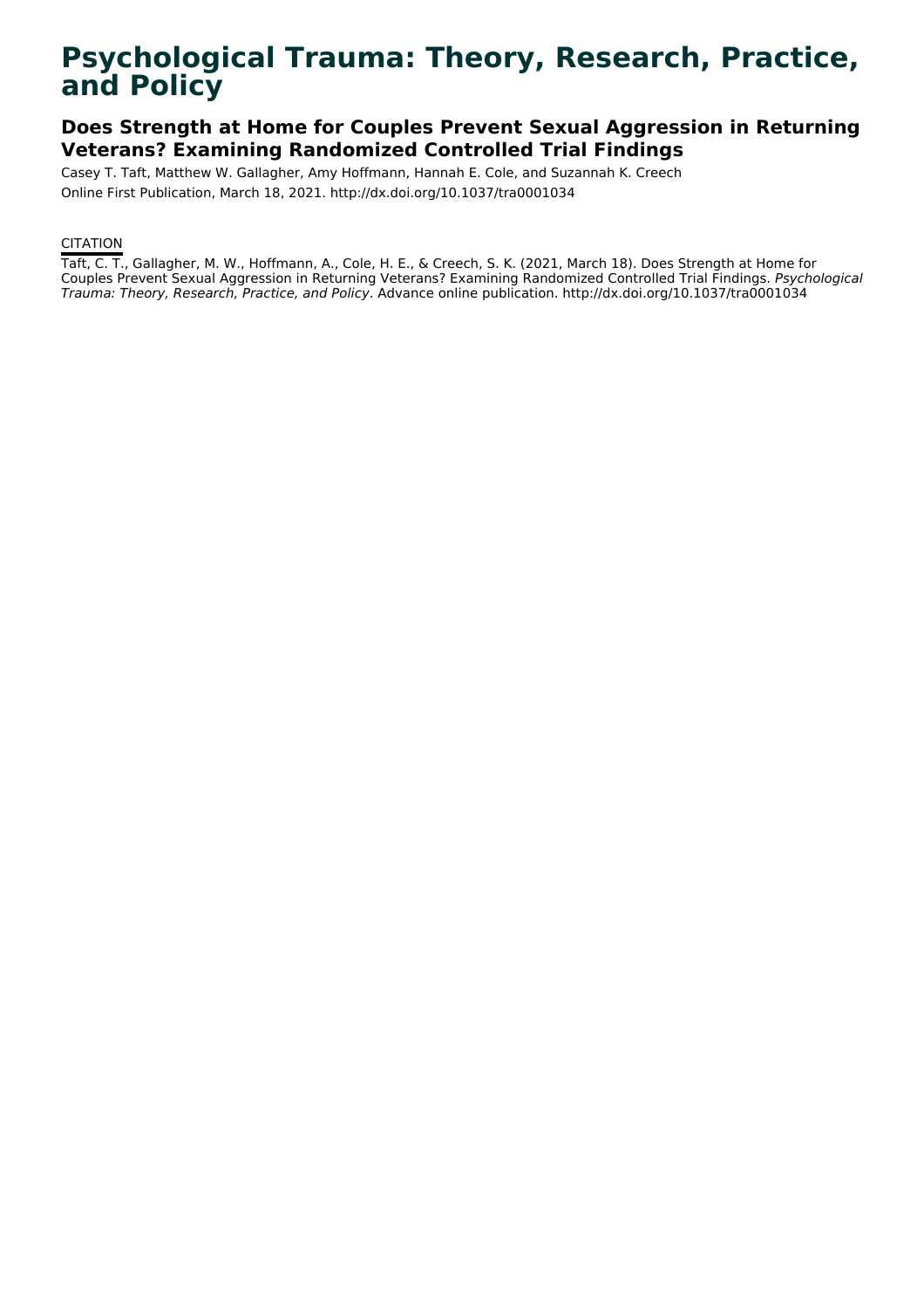# Psychological Trauma: Theory, Research, Practice, and Policy

## Does Strength at Home for Couples Prevent Sexual Aggression in Returning Veterans? Examining Randomized Controlled Trial Findings

Casey T. Taft, Matthew W. Gallagher, Amy Hoffmann, Hannah E. Cole, and Suzannah K. Creech

Online First Publication, March 18, 2021. http://dx.doi.org/10.1037/tra0001034

CITATION

Taft, C. T., Gallagher, M. W., Hoffmann, A., Cole, H. E., & Creech, S. K. (2021, March 18). Does Strength at Home for Couples Prevent Sexual Aggression in Returning Veterans? Examining Randomized Controlled Trial Findings. *Psychological Trauma: Theory, Research, Practice, and Policy*. Advance online publication. http://dx.doi.org/10.1037/tra0001034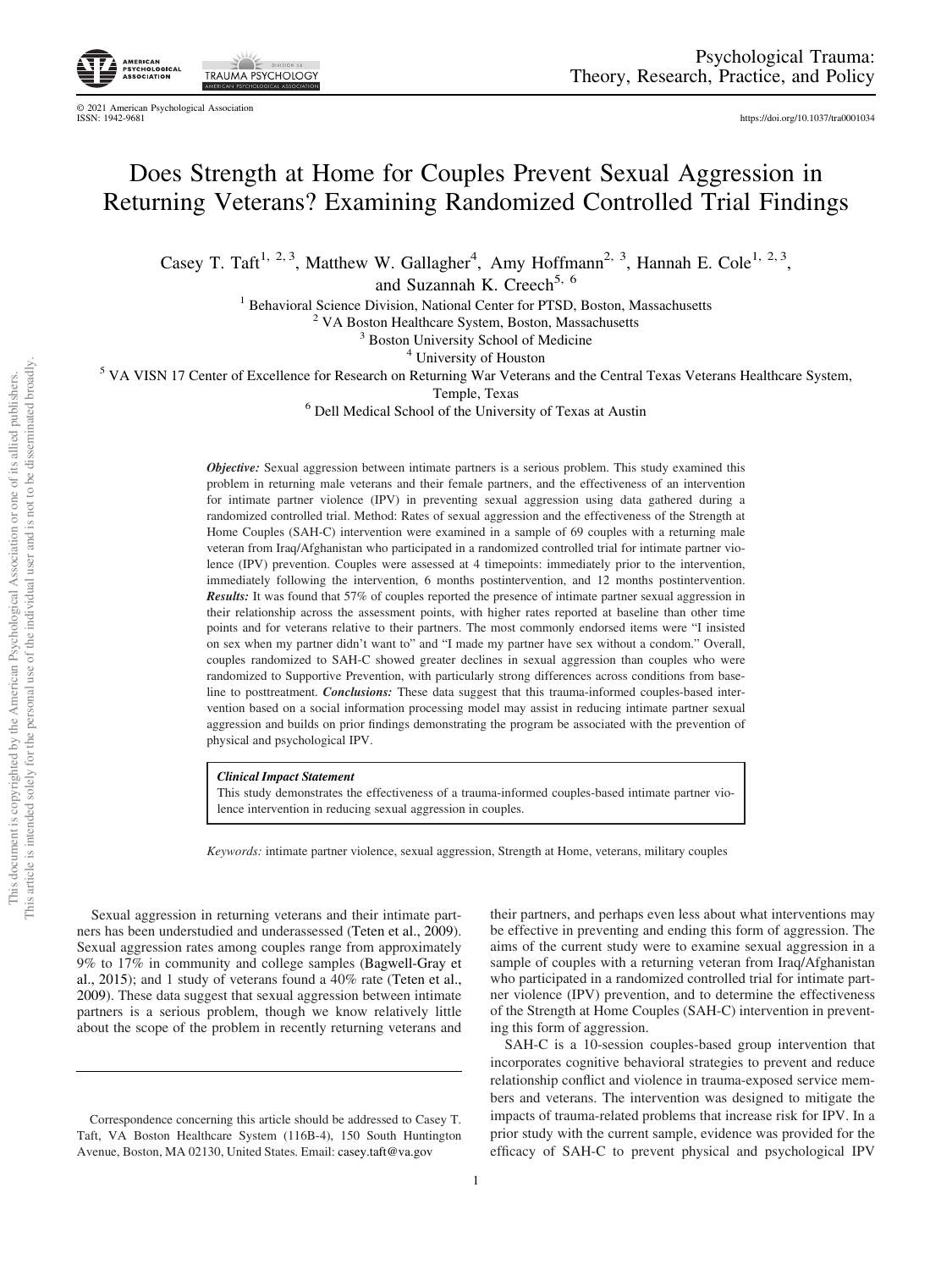# Does Strength at Home for Couples Prevent Sexual Aggression in Returning Veterans? Examining Randomized Controlled Trial Findings

Casey T. Taft[1, 2, 3], Matthew W. Gallagher[4], Amy Hoffmann[2, 3], Hannah E. Cole[1, 2, 3], and Suzannah K. Creech[5, 6]

[1] Behavioral Science Division, National Center for PTSD, Boston, Massachusetts
[2] VA Boston Healthcare System, Boston, Massachusetts
[3] Boston University School of Medicine
[4] University of Houston
[5] VA VISN 17 Center of Excellence for Research on Returning War Veterans and the Central Texas Veterans Healthcare System, Temple, Texas
[6] Dell Medical School of the University of Texas at Austin

***Objective:*** Sexual aggression between intimate partners is a serious problem. This study examined this problem in returning male veterans and their female partners, and the effectiveness of an intervention for intimate partner violence (IPV) in preventing sexual aggression using data gathered during a randomized controlled trial. Method: Rates of sexual aggression and the effectiveness of the Strength at Home Couples (SAH-C) intervention were examined in a sample of 69 couples with a returning male veteran from Iraq/Afghanistan who participated in a randomized controlled trial for intimate partner violence (IPV) prevention. Couples were assessed at 4 timepoints: immediately prior to the intervention, immediately following the intervention, 6 months postintervention, and 12 months postintervention. ***Results:*** It was found that 57% of couples reported the presence of intimate partner sexual aggression in their relationship across the assessment points, with higher rates reported at baseline than other time points and for veterans relative to their partners. The most commonly endorsed items were "I insisted on sex when my partner didn't want to" and "I made my partner have sex without a condom." Overall, couples randomized to SAH-C showed greater declines in sexual aggression than couples who were randomized to Supportive Prevention, with particularly strong differences across conditions from baseline to posttreatment. ***Conclusions:*** These data suggest that this trauma-informed couples-based intervention based on a social information processing model may assist in reducing intimate partner sexual aggression and builds on prior findings demonstrating the program be associated with the prevention of physical and psychological IPV.

***Clinical Impact Statement***

This study demonstrates the effectiveness of a trauma-informed couples-based intimate partner violence intervention in reducing sexual aggression in couples.

*Keywords:* intimate partner violence, sexual aggression, Strength at Home, veterans, military couples

Sexual aggression in returning veterans and their intimate partners has been understudied and underassessed (Teten et al., 2009). Sexual aggression rates among couples range from approximately 9% to 17% in community and college samples (Bagwell-Gray et al., 2015); and 1 study of veterans found a 40% rate (Teten et al., 2009). These data suggest that sexual aggression between intimate partners is a serious problem, though we know relatively little about the scope of the problem in recently returning veterans and their partners, and perhaps even less about what interventions may be effective in preventing and ending this form of aggression. The aims of the current study were to examine sexual aggression in a sample of couples with a returning veteran from Iraq/Afghanistan who participated in a randomized controlled trial for intimate partner violence (IPV) prevention, and to determine the effectiveness of the Strength at Home Couples (SAH-C) intervention in preventing this form of aggression.

SAH-C is a 10-session couples-based group intervention that incorporates cognitive behavioral strategies to prevent and reduce relationship conflict and violence in trauma-exposed service members and veterans. The intervention was designed to mitigate the impacts of trauma-related problems that increase risk for IPV. In a prior study with the current sample, evidence was provided for the efficacy of SAH-C to prevent physical and psychological IPV

Correspondence concerning this article should be addressed to Casey T. Taft, VA Boston Healthcare System (116B-4), 150 South Huntington Avenue, Boston, MA 02130, United States. Email: casey.taft@va.gov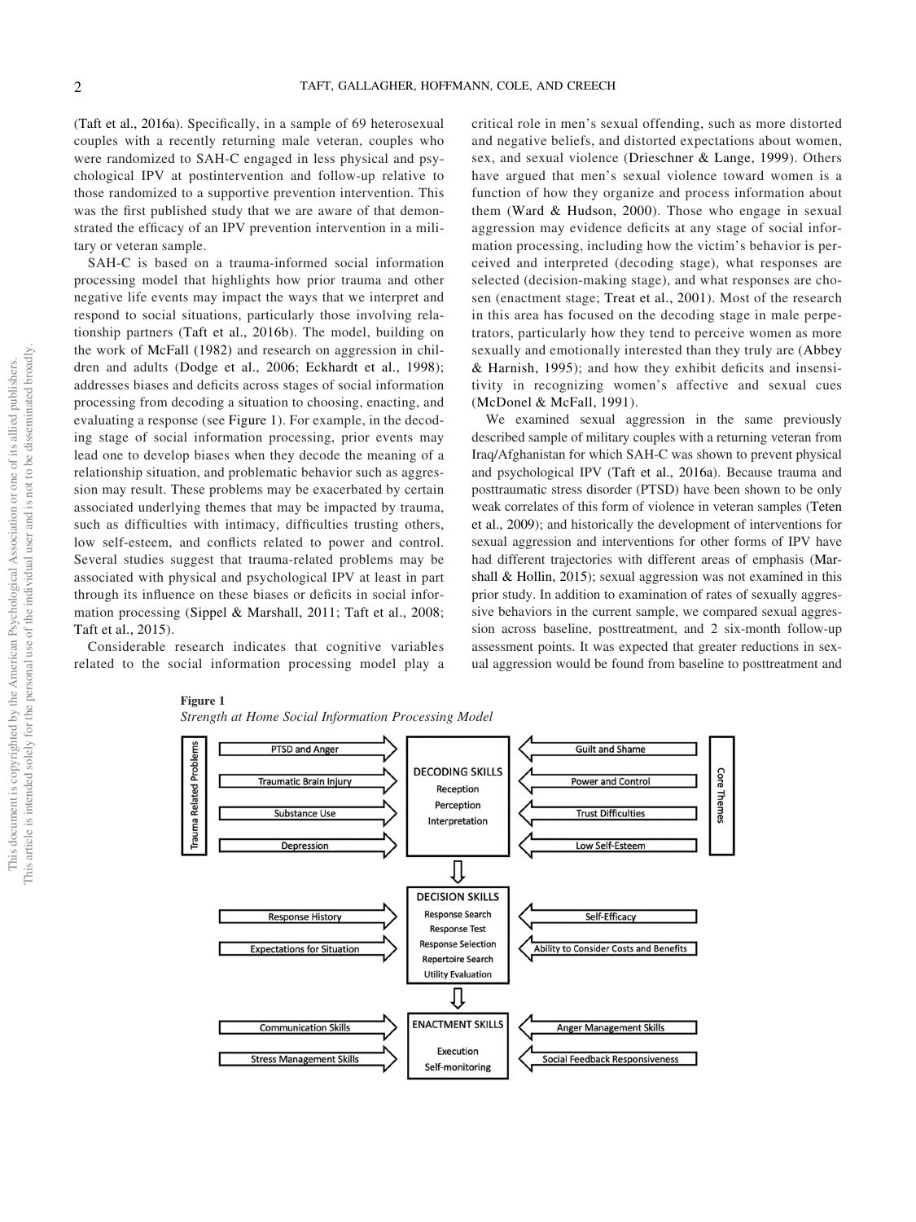(Taft et al., 2016a). Specifically, in a sample of 69 heterosexual couples with a recently returning male veteran, couples who were randomized to SAH-C engaged in less physical and psychological IPV at postintervention and follow-up relative to those randomized to a supportive prevention intervention. This was the first published study that we are aware of that demonstrated the efficacy of an IPV prevention intervention in a military or veteran sample.

SAH-C is based on a trauma-informed social information processing model that highlights how prior trauma and other negative life events may impact the ways that we interpret and respond to social situations, particularly those involving relationship partners (Taft et al., 2016b). The model, building on the work of McFall (1982) and research on aggression in children and adults (Dodge et al., 2006; Eckhardt et al., 1998); addresses biases and deficits across stages of social information processing from decoding a situation to choosing, enacting, and evaluating a response (see Figure 1). For example, in the decoding stage of social information processing, prior events may lead one to develop biases when they decode the meaning of a relationship situation, and problematic behavior such as aggression may result. These problems may be exacerbated by certain associated underlying themes that may be impacted by trauma, such as difficulties with intimacy, difficulties trusting others, low self-esteem, and conflicts related to power and control. Several studies suggest that trauma-related problems may be associated with physical and psychological IPV at least in part through its influence on these biases or deficits in social information processing (Sippel & Marshall, 2011; Taft et al., 2008; Taft et al., 2015).

Considerable research indicates that cognitive variables related to the social information processing model play a critical role in men's sexual offending, such as more distorted and negative beliefs, and distorted expectations about women, sex, and sexual violence (Drieschner & Lange, 1999). Others have argued that men's sexual violence toward women is a function of how they organize and process information about them (Ward & Hudson, 2000). Those who engage in sexual aggression may evidence deficits at any stage of social information processing, including how the victim's behavior is perceived and interpreted (decoding stage), what responses are selected (decision-making stage), and what responses are chosen (enactment stage; Treat et al., 2001). Most of the research in this area has focused on the decoding stage in male perpetrators, particularly how they tend to perceive women as more sexually and emotionally interested than they truly are (Abbey & Harnish, 1995); and how they exhibit deficits and insensitivity in recognizing women's affective and sexual cues (McDonel & McFall, 1991).

We examined sexual aggression in the same previously described sample of military couples with a returning veteran from Iraq/Afghanistan for which SAH-C was shown to prevent physical and psychological IPV (Taft et al., 2016a). Because trauma and posttraumatic stress disorder (PTSD) have been shown to be only weak correlates of this form of violence in veteran samples (Teten et al., 2009); and historically the development of interventions for sexual aggression and interventions for other forms of IPV have had different trajectories with different areas of emphasis (Marshall & Hollin, 2015); sexual aggression was not examined in this prior study. In addition to examination of rates of sexually aggressive behaviors in the current sample, we compared sexual aggression across baseline, posttreatment, and 2 six-month follow-up assessment points. It was expected that greater reductions in sexual aggression would be found from baseline to posttreatment and

**Figure 1**

*Strength at Home Social Information Processing Model*

Trauma Related Problems: PTSD and Anger; Traumatic Brain Injury; Substance Use; Depression → DECODING SKILLS (Reception, Perception, Interpretation) ← Core Themes: Guilt and Shame; Power and Control; Trust Difficulties; Low Self-Esteem

Response History; Expectations for Situation → DECISION SKILLS (Response Search, Response Test, Response Selection, Repertoire Search, Utility Evaluation) ← Self-Efficacy; Ability to Consider Costs and Benefits

Communication Skills; Stress Management Skills → ENACTMENT SKILLS (Execution, Self-monitoring) ← Anger Management Skills; Social Feedback Responsiveness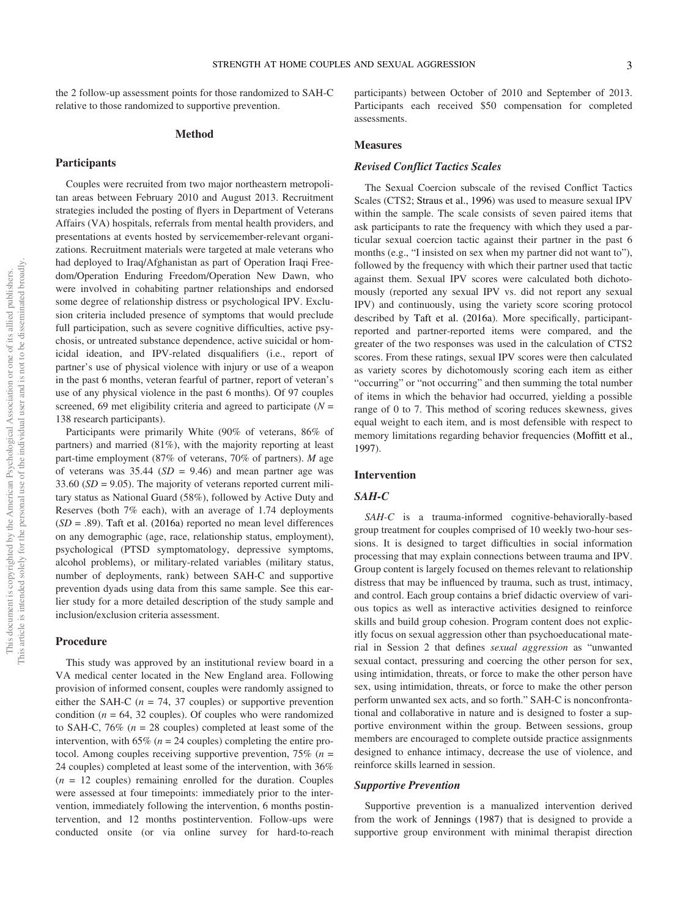the 2 follow-up assessment points for those randomized to SAH-C relative to those randomized to supportive prevention.

## Method

### Participants

Couples were recruited from two major northeastern metropolitan areas between February 2010 and August 2013. Recruitment strategies included the posting of flyers in Department of Veterans Affairs (VA) hospitals, referrals from mental health providers, and presentations at events hosted by servicemember-relevant organizations. Recruitment materials were targeted at male veterans who had deployed to Iraq/Afghanistan as part of Operation Iraqi Freedom/Operation Enduring Freedom/Operation New Dawn, who were involved in cohabiting partner relationships and endorsed some degree of relationship distress or psychological IPV. Exclusion criteria included presence of symptoms that would preclude full participation, such as severe cognitive difficulties, active psychosis, or untreated substance dependence, active suicidal or homicidal ideation, and IPV-related disqualifiers (i.e., report of partner's use of physical violence with injury or use of a weapon in the past 6 months, veteran fearful of partner, report of veteran's use of any physical violence in the past 6 months). Of 97 couples screened, 69 met eligibility criteria and agreed to participate ($N$ = 138 research participants).

Participants were primarily White (90% of veterans, 86% of partners) and married (81%), with the majority reporting at least part-time employment (87% of veterans, 70% of partners). $M$ age of veterans was 35.44 ($SD$ = 9.46) and mean partner age was 33.60 ($SD$ = 9.05). The majority of veterans reported current military status as National Guard (58%), followed by Active Duty and Reserves (both 7% each), with an average of 1.74 deployments ($SD$ = .89). Taft et al. (2016a) reported no mean level differences on any demographic (age, race, relationship status, employment), psychological (PTSD symptomatology, depressive symptoms, alcohol problems), or military-related variables (military status, number of deployments, rank) between SAH-C and supportive prevention dyads using data from this same sample. See this earlier study for a more detailed description of the study sample and inclusion/exclusion criteria assessment.

### Procedure

This study was approved by an institutional review board in a VA medical center located in the New England area. Following provision of informed consent, couples were randomly assigned to either the SAH-C ($n$ = 74, 37 couples) or supportive prevention condition ($n$ = 64, 32 couples). Of couples who were randomized to SAH-C, 76% ($n$ = 28 couples) completed at least some of the intervention, with 65% ($n$ = 24 couples) completing the entire protocol. Among couples receiving supportive prevention, 75% ($n$ = 24 couples) completed at least some of the intervention, with 36% ($n$ = 12 couples) remaining enrolled for the duration. Couples were assessed at four timepoints: immediately prior to the intervention, immediately following the intervention, 6 months postintervention, and 12 months postintervention. Follow-ups were conducted onsite (or via online survey for hard-to-reach participants) between October of 2010 and September of 2013. Participants each received $50 compensation for completed assessments.

### Measures

#### *Revised Conflict Tactics Scales*

The Sexual Coercion subscale of the revised Conflict Tactics Scales (CTS2; Straus et al., 1996) was used to measure sexual IPV within the sample. The scale consists of seven paired items that ask participants to rate the frequency with which they used a particular sexual coercion tactic against their partner in the past 6 months (e.g., "I insisted on sex when my partner did not want to"), followed by the frequency with which their partner used that tactic against them. Sexual IPV scores were calculated both dichotomously (reported any sexual IPV vs. did not report any sexual IPV) and continuously, using the variety score scoring protocol described by Taft et al. (2016a). More specifically, participant-reported and partner-reported items were compared, and the greater of the two responses was used in the calculation of CTS2 scores. From these ratings, sexual IPV scores were then calculated as variety scores by dichotomously scoring each item as either "occurring" or "not occurring" and then summing the total number of items in which the behavior had occurred, yielding a possible range of 0 to 7. This method of scoring reduces skewness, gives equal weight to each item, and is most defensible with respect to memory limitations regarding behavior frequencies (Moffitt et al., 1997).

### Intervention

#### *SAH-C*

*SAH-C* is a trauma-informed cognitive-behaviorally-based group treatment for couples comprised of 10 weekly two-hour sessions. It is designed to target difficulties in social information processing that may explain connections between trauma and IPV. Group content is largely focused on themes relevant to relationship distress that may be influenced by trauma, such as trust, intimacy, and control. Each group contains a brief didactic overview of various topics as well as interactive activities designed to reinforce skills and build group cohesion. Program content does not explicitly focus on sexual aggression other than psychoeducational material in Session 2 that defines *sexual aggression* as "unwanted sexual contact, pressuring and coercing the other person for sex, using intimidation, threats, or force to make the other person have sex, using intimidation, threats, or force to make the other person perform unwanted sex acts, and so forth." SAH-C is nonconfrontational and collaborative in nature and is designed to foster a supportive environment within the group. Between sessions, group members are encouraged to complete outside practice assignments designed to enhance intimacy, decrease the use of violence, and reinforce skills learned in session.

#### *Supportive Prevention*

Supportive prevention is a manualized intervention derived from the work of Jennings (1987) that is designed to provide a supportive group environment with minimal therapist direction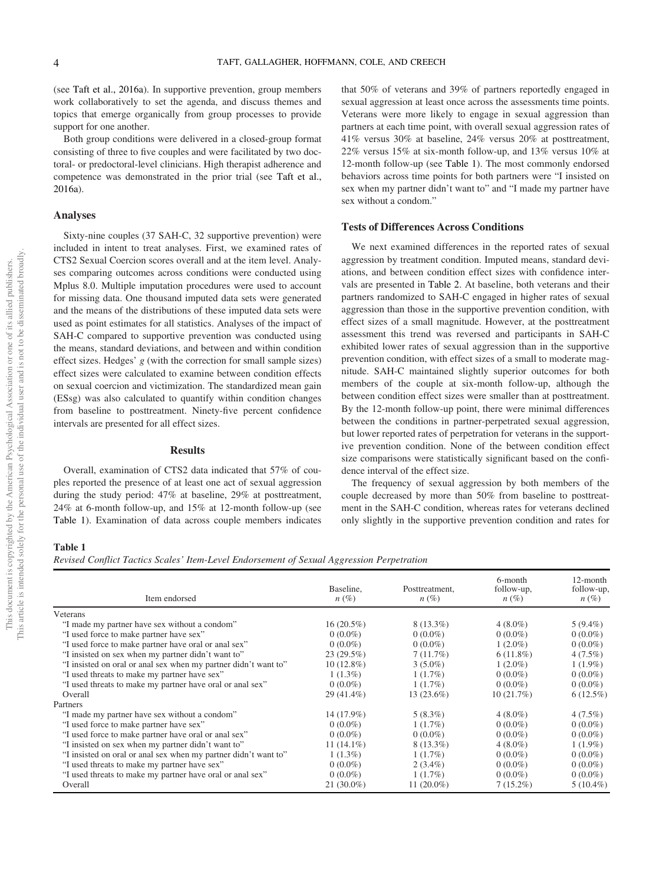(see Taft et al., 2016a). In supportive prevention, group members work collaboratively to set the agenda, and discuss themes and topics that emerge organically from group processes to provide support for one another.

Both group conditions were delivered in a closed-group format consisting of three to five couples and were facilitated by two doctoral- or predoctoral-level clinicians. High therapist adherence and competence was demonstrated in the prior trial (see Taft et al., 2016a).

## Analyses

Sixty-nine couples (37 SAH-C, 32 supportive prevention) were included in intent to treat analyses. First, we examined rates of CTS2 Sexual Coercion scores overall and at the item level. Analyses comparing outcomes across conditions were conducted using Mplus 8.0. Multiple imputation procedures were used to account for missing data. One thousand imputed data sets were generated and the means of the distributions of these imputed data sets were used as point estimates for all statistics. Analyses of the impact of SAH-C compared to supportive prevention was conducted using the means, standard deviations, and between and within condition effect sizes. Hedges' *g* (with the correction for small sample sizes) effect sizes were calculated to examine between condition effects on sexual coercion and victimization. The standardized mean gain (ESsg) was also calculated to quantify within condition changes from baseline to posttreatment. Ninety-five percent confidence intervals are presented for all effect sizes.

## Results

Overall, examination of CTS2 data indicated that 57% of couples reported the presence of at least one act of sexual aggression during the study period: 47% at baseline, 29% at posttreatment, 24% at 6-month follow-up, and 15% at 12-month follow-up (see Table 1). Examination of data across couple members indicates that 50% of veterans and 39% of partners reportedly engaged in sexual aggression at least once across the assessments time points. Veterans were more likely to engage in sexual aggression than partners at each time point, with overall sexual aggression rates of 41% versus 30% at baseline, 24% versus 20% at posttreatment, 22% versus 15% at six-month follow-up, and 13% versus 10% at 12-month follow-up (see Table 1). The most commonly endorsed behaviors across time points for both partners were "I insisted on sex when my partner didn't want to" and "I made my partner have sex without a condom."

### Tests of Differences Across Conditions

We next examined differences in the reported rates of sexual aggression by treatment condition. Imputed means, standard deviations, and between condition effect sizes with confidence intervals are presented in Table 2. At baseline, both veterans and their partners randomized to SAH-C engaged in higher rates of sexual aggression than those in the supportive prevention condition, with effect sizes of a small magnitude. However, at the posttreatment assessment this trend was reversed and participants in SAH-C exhibited lower rates of sexual aggression than in the supportive prevention condition, with effect sizes of a small to moderate magnitude. SAH-C maintained slightly superior outcomes for both members of the couple at six-month follow-up, although the between condition effect sizes were smaller than at posttreatment. By the 12-month follow-up point, there were minimal differences between the conditions in partner-perpetrated sexual aggression, but lower reported rates of perpetration for veterans in the supportive prevention condition. None of the between condition effect size comparisons were statistically significant based on the confidence interval of the effect size.

The frequency of sexual aggression by both members of the couple decreased by more than 50% from baseline to posttreatment in the SAH-C condition, whereas rates for veterans declined only slightly in the supportive prevention condition and rates for

**Table 1**

*Revised Conflict Tactics Scales' Item-Level Endorsement of Sexual Aggression Perpetration*

| Item endorsed | Baseline, *n* (%) | Posttreatment, *n* (%) | 6-month follow-up, *n* (%) | 12-month follow-up, *n* (%) |
|---|---|---|---|---|
| Veterans | | | | |
| "I made my partner have sex without a condom" | 16 (20.5%) | 8 (13.3%) | 4 (8.0%) | 5 (9.4%) |
| "I used force to make partner have sex" | 0 (0.0%) | 0 (0.0%) | 0 (0.0%) | 0 (0.0%) |
| "I used force to make partner have oral or anal sex" | 0 (0.0%) | 0 (0.0%) | 1 (2.0%) | 0 (0.0%) |
| "I insisted on sex when my partner didn't want to" | 23 (29.5%) | 7 (11.7%) | 6 (11.8%) | 4 (7.5%) |
| "I insisted on oral or anal sex when my partner didn't want to" | 10 (12.8%) | 3 (5.0%) | 1 (2.0%) | 1 (1.9%) |
| "I used threats to make my partner have sex" | 1 (1.3%) | 1 (1.7%) | 0 (0.0%) | 0 (0.0%) |
| "I used threats to make my partner have oral or anal sex" | 0 (0.0%) | 1 (1.7%) | 0 (0.0%) | 0 (0.0%) |
| Overall | 29 (41.4%) | 13 (23.6%) | 10 (21.7%) | 6 (12.5%) |
| Partners | | | | |
| "I made my partner have sex without a condom" | 14 (17.9%) | 5 (8.3%) | 4 (8.0%) | 4 (7.5%) |
| "I used force to make partner have sex" | 0 (0.0%) | 1 (1.7%) | 0 (0.0%) | 0 (0.0%) |
| "I used force to make partner have oral or anal sex" | 0 (0.0%) | 0 (0.0%) | 0 (0.0%) | 0 (0.0%) |
| "I insisted on sex when my partner didn't want to" | 11 (14.1%) | 8 (13.3%) | 4 (8.0%) | 1 (1.9%) |
| "I insisted on oral or anal sex when my partner didn't want to" | 1 (1.3%) | 1 (1.7%) | 0 (0.0%) | 0 (0.0%) |
| "I used threats to make my partner have sex" | 0 (0.0%) | 2 (3.4%) | 0 (0.0%) | 0 (0.0%) |
| "I used threats to make my partner have oral or anal sex" | 0 (0.0%) | 1 (1.7%) | 0 (0.0%) | 0 (0.0%) |
| Overall | 21 (30.0%) | 11 (20.0%) | 7 (15.2%) | 5 (10.4%) |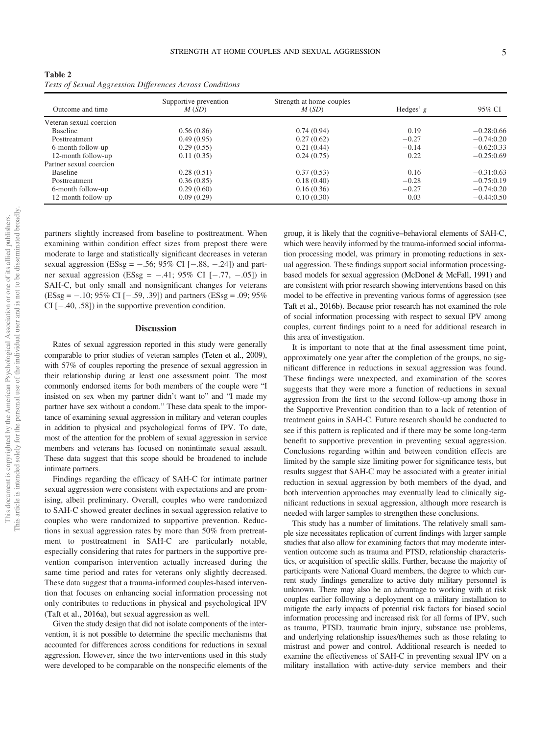**Table 2**
*Tests of Sexual Aggression Differences Across Conditions*

| Outcome and time | Supportive prevention *M* (*SD*) | Strength at home-couples *M* (*SD*) | Hedges' *g* | 95% CI |
|---|---|---|---|---|
| Veteran sexual coercion | | | | |
| Baseline | 0.56 (0.86) | 0.74 (0.94) | 0.19 | −0.28:0.66 |
| Posttreatment | 0.49 (0.95) | 0.27 (0.62) | −0.27 | −0.74:0.20 |
| 6-month follow-up | 0.29 (0.55) | 0.21 (0.44) | −0.14 | −0.62:0.33 |
| 12-month follow-up | 0.11 (0.35) | 0.24 (0.75) | 0.22 | −0.25:0.69 |
| Partner sexual coercion | | | | |
| Baseline | 0.28 (0.51) | 0.37 (0.53) | 0.16 | −0.31:0.63 |
| Posttreatment | 0.36 (0.85) | 0.18 (0.40) | −0.28 | −0.75:0.19 |
| 6-month follow-up | 0.29 (0.60) | 0.16 (0.36) | −0.27 | −0.74:0.20 |
| 12-month follow-up | 0.09 (0.29) | 0.10 (0.30) | 0.03 | −0.44:0.50 |

partners slightly increased from baseline to posttreatment. When examining within condition effect sizes from prepost there were moderate to large and statistically significant decreases in veteran sexual aggression (ESsg = −.56; 95% CI [−.88, −.24]) and partner sexual aggression (ESsg = −.41; 95% CI [−.77, −.05]) in SAH-C, but only small and nonsignificant changes for veterans (ESsg = −.10; 95% CI [−.59, .39]) and partners (ESsg = .09; 95% CI [−.40, .58]) in the supportive prevention condition.

## Discussion

Rates of sexual aggression reported in this study were generally comparable to prior studies of veteran samples (Teten et al., 2009), with 57% of couples reporting the presence of sexual aggression in their relationship during at least one assessment point. The most commonly endorsed items for both members of the couple were "I insisted on sex when my partner didn't want to" and "I made my partner have sex without a condom." These data speak to the importance of examining sexual aggression in military and veteran couples in addition to physical and psychological forms of IPV. To date, most of the attention for the problem of sexual aggression in service members and veterans has focused on nonintimate sexual assault. These data suggest that this scope should be broadened to include intimate partners.

Findings regarding the efficacy of SAH-C for intimate partner sexual aggression were consistent with expectations and are promising, albeit preliminary. Overall, couples who were randomized to SAH-C showed greater declines in sexual aggression relative to couples who were randomized to supportive prevention. Reductions in sexual aggression rates by more than 50% from pretreatment to posttreatment in SAH-C are particularly notable, especially considering that rates for partners in the supportive prevention comparison intervention actually increased during the same time period and rates for veterans only slightly decreased. These data suggest that a trauma-informed couples-based intervention that focuses on enhancing social information processing not only contributes to reductions in physical and psychological IPV (Taft et al., 2016a), but sexual aggression as well.

Given the study design that did not isolate components of the intervention, it is not possible to determine the specific mechanisms that accounted for differences across conditions for reductions in sexual aggression. However, since the two interventions used in this study were developed to be comparable on the nonspecific elements of the group, it is likely that the cognitive–behavioral elements of SAH-C, which were heavily informed by the trauma-informed social information processing model, was primary in promoting reductions in sexual aggression. These findings support social information processing-based models for sexual aggression (McDonel & McFall, 1991) and are consistent with prior research showing interventions based on this model to be effective in preventing various forms of aggression (see Taft et al., 2016b). Because prior research has not examined the role of social information processing with respect to sexual IPV among couples, current findings point to a need for additional research in this area of investigation.

It is important to note that at the final assessment time point, approximately one year after the completion of the groups, no significant difference in reductions in sexual aggression was found. These findings were unexpected, and examination of the scores suggests that they were more a function of reductions in sexual aggression from the first to the second follow-up among those in the Supportive Prevention condition than to a lack of retention of treatment gains in SAH-C. Future research should be conducted to see if this pattern is replicated and if there may be some long-term benefit to supportive prevention in preventing sexual aggression. Conclusions regarding within and between condition effects are limited by the sample size limiting power for significance tests, but results suggest that SAH-C may be associated with a greater initial reduction in sexual aggression by both members of the dyad, and both intervention approaches may eventually lead to clinically significant reductions in sexual aggression, although more research is needed with larger samples to strengthen these conclusions.

This study has a number of limitations. The relatively small sample size necessitates replication of current findings with larger sample studies that also allow for examining factors that may moderate intervention outcome such as trauma and PTSD, relationship characteristics, or acquisition of specific skills. Further, because the majority of participants were National Guard members, the degree to which current study findings generalize to active duty military personnel is unknown. There may also be an advantage to working with at risk couples earlier following a deployment on a military installation to mitigate the early impacts of potential risk factors for biased social information processing and increased risk for all forms of IPV, such as trauma, PTSD, traumatic brain injury, substance use problems, and underlying relationship issues/themes such as those relating to mistrust and power and control. Additional research is needed to examine the effectiveness of SAH-C in preventing sexual IPV on a military installation with active-duty service members and their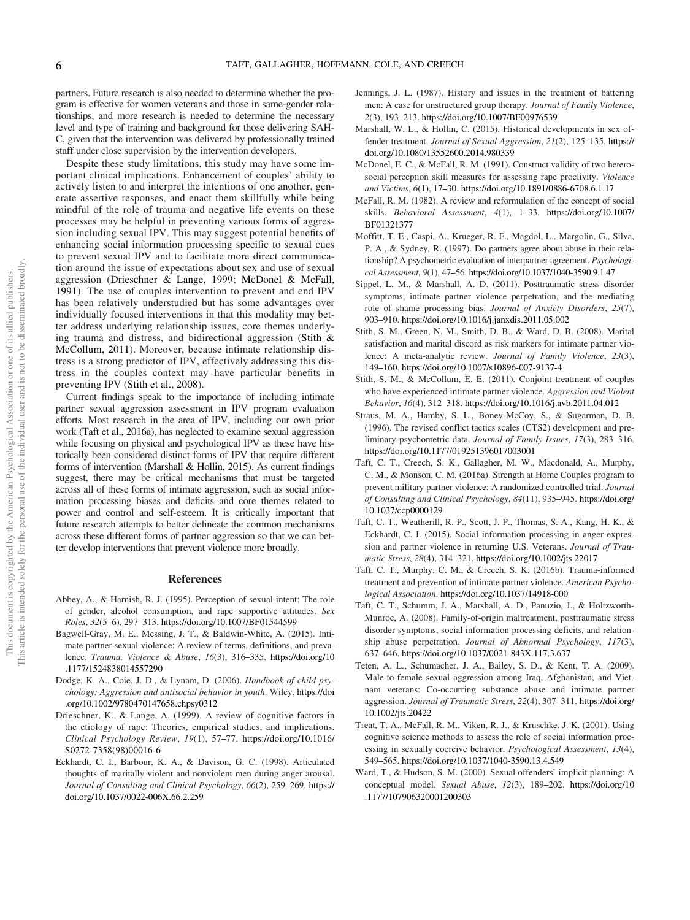partners. Future research is also needed to determine whether the program is effective for women veterans and those in same-gender relationships, and more research is needed to determine the necessary level and type of training and background for those delivering SAH-C, given that the intervention was delivered by professionally trained staff under close supervision by the intervention developers.

Despite these study limitations, this study may have some important clinical implications. Enhancement of couples' ability to actively listen to and interpret the intentions of one another, generate assertive responses, and enact them skillfully while being mindful of the role of trauma and negative life events on these processes may be helpful in preventing various forms of aggression including sexual IPV. This may suggest potential benefits of enhancing social information processing specific to sexual cues to prevent sexual IPV and to facilitate more direct communication around the issue of expectations about sex and use of sexual aggression (Drieschner & Lange, 1999; McDonel & McFall, 1991). The use of couples intervention to prevent and end IPV has been relatively understudied but has some advantages over individually focused interventions in that this modality may better address underlying relationship issues, core themes underlying trauma and distress, and bidirectional aggression (Stith & McCollum, 2011). Moreover, because intimate relationship distress is a strong predictor of IPV, effectively addressing this distress in the couples context may have particular benefits in preventing IPV (Stith et al., 2008).

Current findings speak to the importance of including intimate partner sexual aggression assessment in IPV program evaluation efforts. Most research in the area of IPV, including our own prior work (Taft et al., 2016a), has neglected to examine sexual aggression while focusing on physical and psychological IPV as these have historically been considered distinct forms of IPV that require different forms of intervention (Marshall & Hollin, 2015). As current findings suggest, there may be critical mechanisms that must be targeted across all of these forms of intimate aggression, such as social information processing biases and deficits and core themes related to power and control and self-esteem. It is critically important that future research attempts to better delineate the common mechanisms across these different forms of partner aggression so that we can better develop interventions that prevent violence more broadly.

## References

Abbey, A., & Harnish, R. J. (1995). Perception of sexual intent: The role of gender, alcohol consumption, and rape supportive attitudes. *Sex Roles*, *32*(5–6), 297–313. https://doi.org/10.1007/BF01544599

Bagwell-Gray, M. E., Messing, J. T., & Baldwin-White, A. (2015). Intimate partner sexual violence: A review of terms, definitions, and prevalence. *Trauma, Violence & Abuse*, *16*(3), 316–335. https://doi.org/10.1177/1524838014557290

Dodge, K. A., Coie, J. D., & Lynam, D. (2006). *Handbook of child psychology: Aggression and antisocial behavior in youth*. Wiley. https://doi.org/10.1002/9780470147658.chpsy0312

Drieschner, K., & Lange, A. (1999). A review of cognitive factors in the etiology of rape: Theories, empirical studies, and implications. *Clinical Psychology Review*, *19*(1), 57–77. https://doi.org/10.1016/S0272-7358(98)00016-6

Eckhardt, C. I., Barbour, K. A., & Davison, G. C. (1998). Articulated thoughts of maritally violent and nonviolent men during anger arousal. *Journal of Consulting and Clinical Psychology*, *66*(2), 259–269. https://doi.org/10.1037/0022-006X.66.2.259

Jennings, J. L. (1987). History and issues in the treatment of battering men: A case for unstructured group therapy. *Journal of Family Violence*, *2*(3), 193–213. https://doi.org/10.1007/BF00976539

Marshall, W. L., & Hollin, C. (2015). Historical developments in sex offender treatment. *Journal of Sexual Aggression*, *21*(2), 125–135. https://doi.org/10.1080/13552600.2014.980339

McDonel, E. C., & McFall, R. M. (1991). Construct validity of two heterosocial perception skill measures for assessing rape proclivity. *Violence and Victims*, *6*(1), 17–30. https://doi.org/10.1891/0886-6708.6.1.17

McFall, R. M. (1982). A review and reformulation of the concept of social skills. *Behavioral Assessment*, *4*(1), 1–33. https://doi.org/10.1007/BF01321377

Moffitt, T. E., Caspi, A., Krueger, R. F., Magdol, L., Margolin, G., Silva, P. A., & Sydney, R. (1997). Do partners agree about abuse in their relationship? A psychometric evaluation of interpartner agreement. *Psychological Assessment*, *9*(1), 47–56. https://doi.org/10.1037/1040-3590.9.1.47

Sippel, L. M., & Marshall, A. D. (2011). Posttraumatic stress disorder symptoms, intimate partner violence perpetration, and the mediating role of shame processing bias. *Journal of Anxiety Disorders*, *25*(7), 903–910. https://doi.org/10.1016/j.janxdis.2011.05.002

Stith, S. M., Green, N. M., Smith, D. B., & Ward, D. B. (2008). Marital satisfaction and marital discord as risk markers for intimate partner violence: A meta-analytic review. *Journal of Family Violence*, *23*(3), 149–160. https://doi.org/10.1007/s10896-007-9137-4

Stith, S. M., & McCollum, E. E. (2011). Conjoint treatment of couples who have experienced intimate partner violence. *Aggression and Violent Behavior*, *16*(4), 312–318. https://doi.org/10.1016/j.avb.2011.04.012

Straus, M. A., Hamby, S. L., Boney-McCoy, S., & Sugarman, D. B. (1996). The revised conflict tactics scales (CTS2) development and preliminary psychometric data. *Journal of Family Issues*, *17*(3), 283–316. https://doi.org/10.1177/019251396017003001

Taft, C. T., Creech, S. K., Gallagher, M. W., Macdonald, A., Murphy, C. M., & Monson, C. M. (2016a). Strength at Home Couples program to prevent military partner violence: A randomized controlled trial. *Journal of Consulting and Clinical Psychology*, *84*(11), 935–945. https://doi.org/10.1037/ccp0000129

Taft, C. T., Weatherill, R. P., Scott, J. P., Thomas, S. A., Kang, H. K., & Eckhardt, C. I. (2015). Social information processing in anger expression and partner violence in returning U.S. Veterans. *Journal of Traumatic Stress*, *28*(4), 314–321. https://doi.org/10.1002/jts.22017

Taft, C. T., Murphy, C. M., & Creech, S. K. (2016b). Trauma-informed treatment and prevention of intimate partner violence. *American Psychological Association*. https://doi.org/10.1037/14918-000

Taft, C. T., Schumm, J. A., Marshall, A. D., Panuzio, J., & Holtzworth-Munroe, A. (2008). Family-of-origin maltreatment, posttraumatic stress disorder symptoms, social information processing deficits, and relationship abuse perpetration. *Journal of Abnormal Psychology*, *117*(3), 637–646. https://doi.org/10.1037/0021-843X.117.3.637

Teten, A. L., Schumacher, J. A., Bailey, S. D., & Kent, T. A. (2009). Male-to-female sexual aggression among Iraq, Afghanistan, and Vietnam veterans: Co-occurring substance abuse and intimate partner aggression. *Journal of Traumatic Stress*, *22*(4), 307–311. https://doi.org/10.1002/jts.20422

Treat, T. A., McFall, R. M., Viken, R. J., & Kruschke, J. K. (2001). Using cognitive science methods to assess the role of social information processing in sexually coercive behavior. *Psychological Assessment*, *13*(4), 549–565. https://doi.org/10.1037/1040-3590.13.4.549

Ward, T., & Hudson, S. M. (2000). Sexual offenders' implicit planning: A conceptual model. *Sexual Abuse*, *12*(3), 189–202. https://doi.org/10.1177/107906320001200303